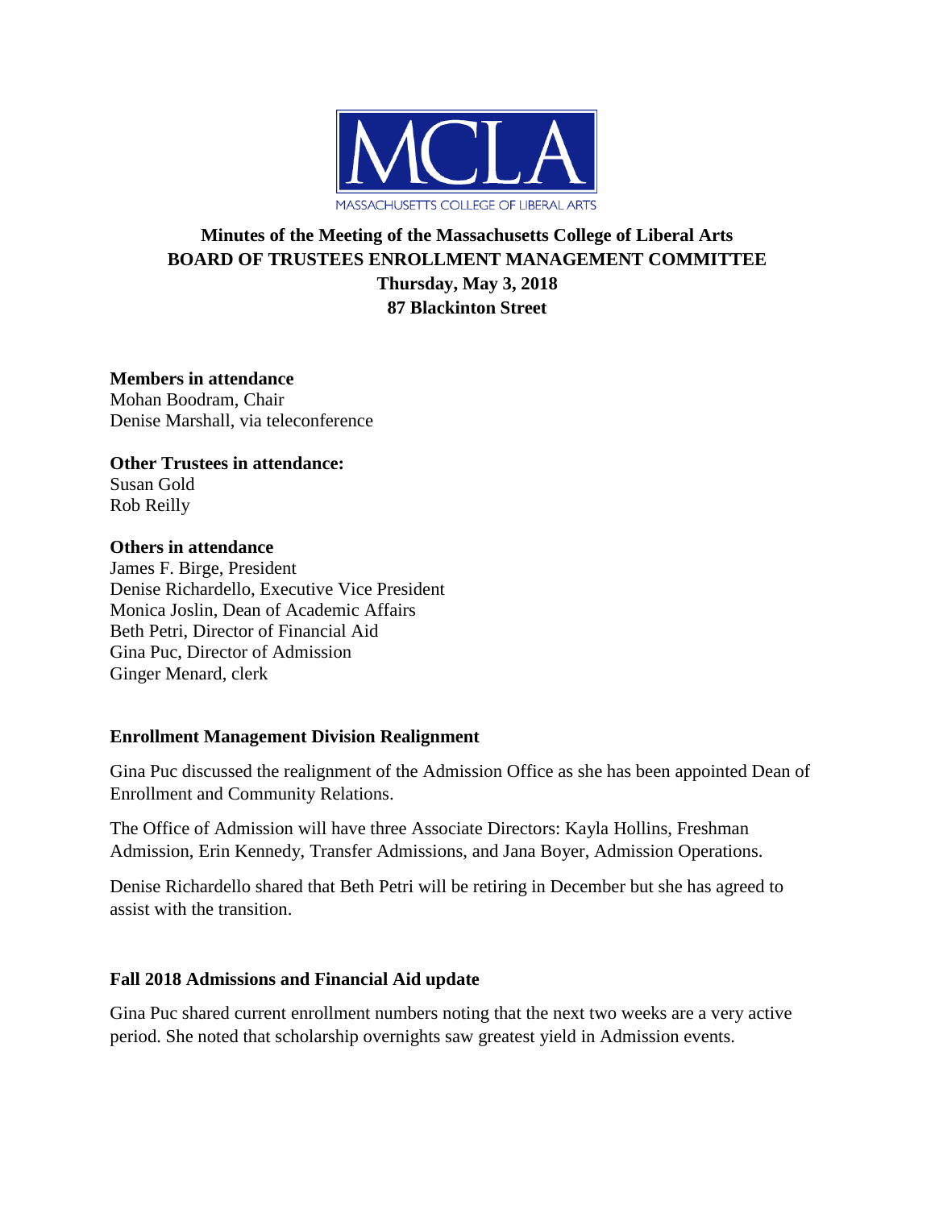MCLA

MASSACHUSETTS COLLEGE OF LIBERAL ARTS

# Minutes of the Meeting of the Massachusetts College of Liberal Arts BOARD OF TRUSTEES ENROLLMENT MANAGEMENT COMMITTEE

**Thursday, May 3, 2018**
**87 Blackinton Street**

**Members in attendance**
Mohan Boodram, Chair
Denise Marshall, via teleconference

**Other Trustees in attendance:**
Susan Gold
Rob Reilly

**Others in attendance**
James F. Birge, President
Denise Richardello, Executive Vice President
Monica Joslin, Dean of Academic Affairs
Beth Petri, Director of Financial Aid
Gina Puc, Director of Admission
Ginger Menard, clerk

## Enrollment Management Division Realignment

Gina Puc discussed the realignment of the Admission Office as she has been appointed Dean of Enrollment and Community Relations.

The Office of Admission will have three Associate Directors: Kayla Hollins, Freshman Admission, Erin Kennedy, Transfer Admissions, and Jana Boyer, Admission Operations.

Denise Richardello shared that Beth Petri will be retiring in December but she has agreed to assist with the transition.

## Fall 2018 Admissions and Financial Aid update

Gina Puc shared current enrollment numbers noting that the next two weeks are a very active period. She noted that scholarship overnights saw greatest yield in Admission events.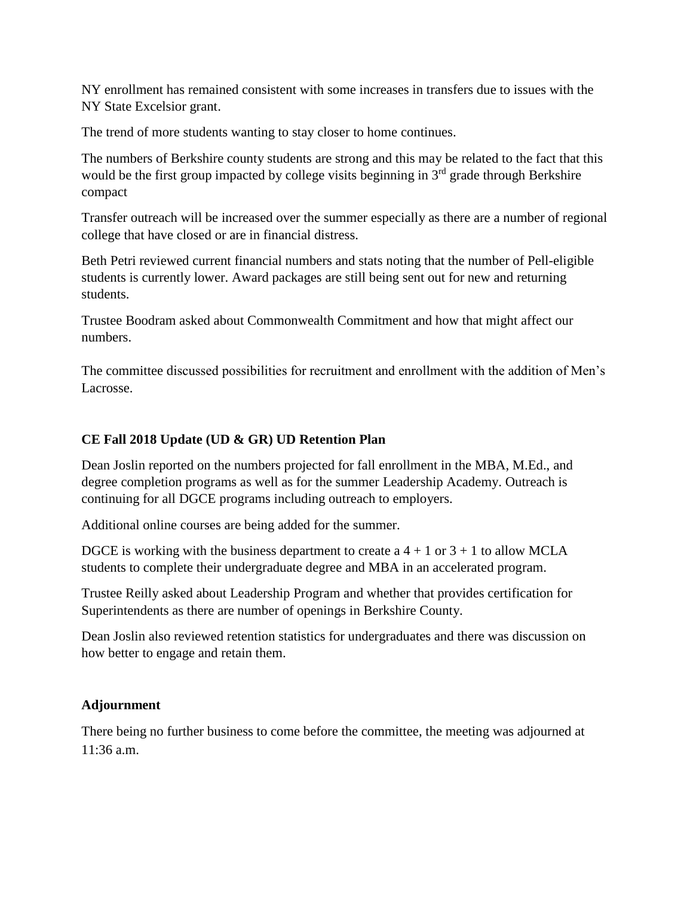NY enrollment has remained consistent with some increases in transfers due to issues with the NY State Excelsior grant.

The trend of more students wanting to stay closer to home continues.

The numbers of Berkshire county students are strong and this may be related to the fact that this would be the first group impacted by college visits beginning in 3rd grade through Berkshire compact

Transfer outreach will be increased over the summer especially as there are a number of regional college that have closed or are in financial distress.

Beth Petri reviewed current financial numbers and stats noting that the number of Pell-eligible students is currently lower. Award packages are still being sent out for new and returning students.

Trustee Boodram asked about Commonwealth Commitment and how that might affect our numbers.

The committee discussed possibilities for recruitment and enrollment with the addition of Men's Lacrosse.

**CE Fall 2018 Update (UD & GR) UD Retention Plan**

Dean Joslin reported on the numbers projected for fall enrollment in the MBA, M.Ed., and degree completion programs as well as for the summer Leadership Academy. Outreach is continuing for all DGCE programs including outreach to employers.

Additional online courses are being added for the summer.

DGCE is working with the business department to create a 4 + 1 or 3 + 1 to allow MCLA students to complete their undergraduate degree and MBA in an accelerated program.

Trustee Reilly asked about Leadership Program and whether that provides certification for Superintendents as there are number of openings in Berkshire County.

Dean Joslin also reviewed retention statistics for undergraduates and there was discussion on how better to engage and retain them.

**Adjournment**

There being no further business to come before the committee, the meeting was adjourned at 11:36 a.m.